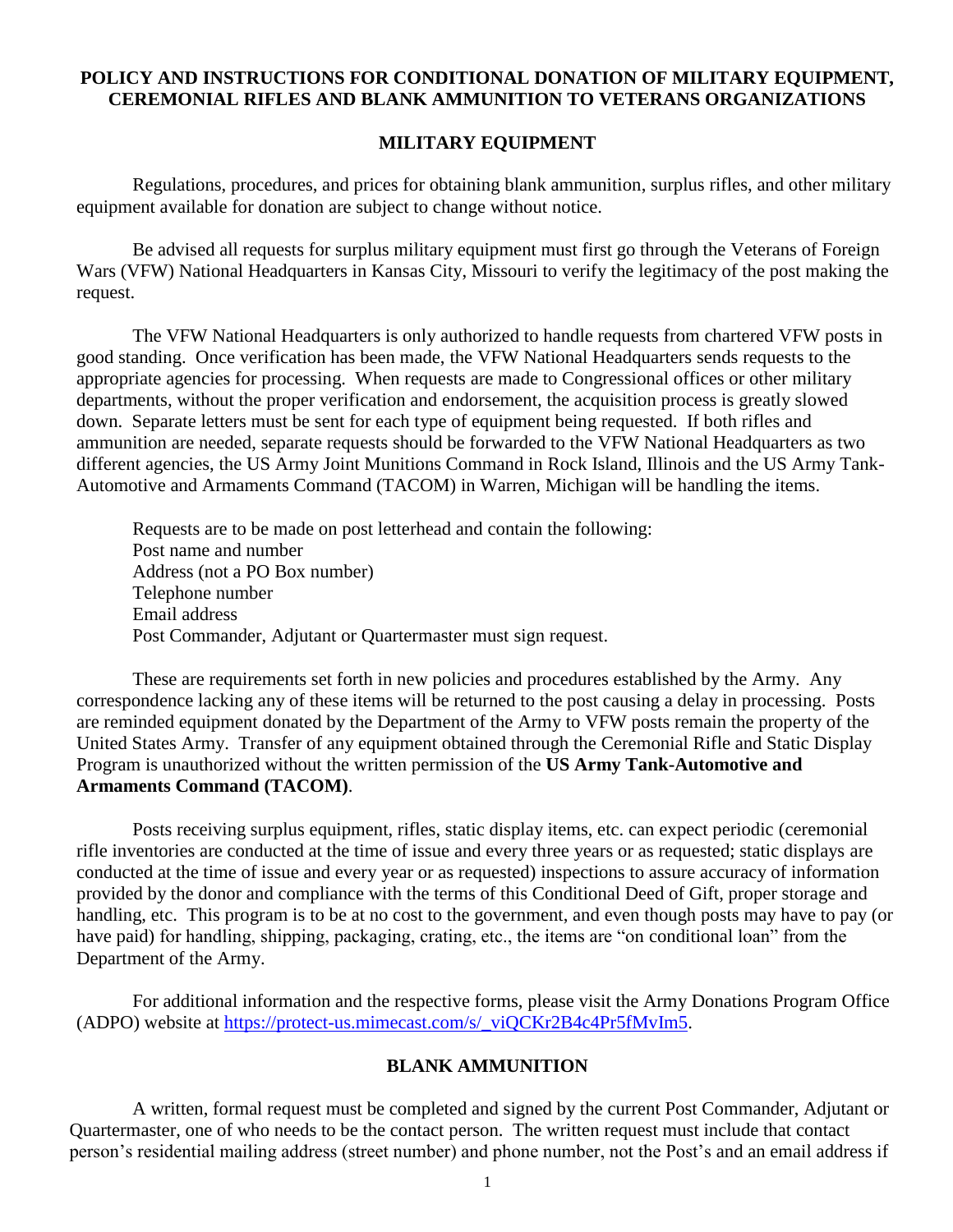# POLICY AND INSTRUCTIONS FOR CONDITIONAL DONATION OF MILITARY EQUIPMENT, CEREMONIAL RIFLES AND BLANK AMMUNITION TO VETERANS ORGANIZATIONS

## MILITARY EQUIPMENT

Regulations, procedures, and prices for obtaining blank ammunition, surplus rifles, and other military equipment available for donation are subject to change without notice.

Be advised all requests for surplus military equipment must first go through the Veterans of Foreign Wars (VFW) National Headquarters in Kansas City, Missouri to verify the legitimacy of the post making the request.

The VFW National Headquarters is only authorized to handle requests from chartered VFW posts in good standing. Once verification has been made, the VFW National Headquarters sends requests to the appropriate agencies for processing. When requests are made to Congressional offices or other military departments, without the proper verification and endorsement, the acquisition process is greatly slowed down. Separate letters must be sent for each type of equipment being requested. If both rifles and ammunition are needed, separate requests should be forwarded to the VFW National Headquarters as two different agencies, the US Army Joint Munitions Command in Rock Island, Illinois and the US Army Tank-Automotive and Armaments Command (TACOM) in Warren, Michigan will be handling the items.

Requests are to be made on post letterhead and contain the following:
Post name and number
Address (not a PO Box number)
Telephone number
Email address
Post Commander, Adjutant or Quartermaster must sign request.

These are requirements set forth in new policies and procedures established by the Army. Any correspondence lacking any of these items will be returned to the post causing a delay in processing. Posts are reminded equipment donated by the Department of the Army to VFW posts remain the property of the United States Army. Transfer of any equipment obtained through the Ceremonial Rifle and Static Display Program is unauthorized without the written permission of the **US Army Tank-Automotive and Armaments Command (TACOM)**.

Posts receiving surplus equipment, rifles, static display items, etc. can expect periodic (ceremonial rifle inventories are conducted at the time of issue and every three years or as requested; static displays are conducted at the time of issue and every year or as requested) inspections to assure accuracy of information provided by the donor and compliance with the terms of this Conditional Deed of Gift, proper storage and handling, etc. This program is to be at no cost to the government, and even though posts may have to pay (or have paid) for handling, shipping, packaging, crating, etc., the items are "on conditional loan" from the Department of the Army.

For additional information and the respective forms, please visit the Army Donations Program Office (ADPO) website at https://protect-us.mimecast.com/s/_viQCKr2B4c4Pr5fMvIm5.

## BLANK AMMUNITION

A written, formal request must be completed and signed by the current Post Commander, Adjutant or Quartermaster, one of who needs to be the contact person. The written request must include that contact person's residential mailing address (street number) and phone number, not the Post's and an email address if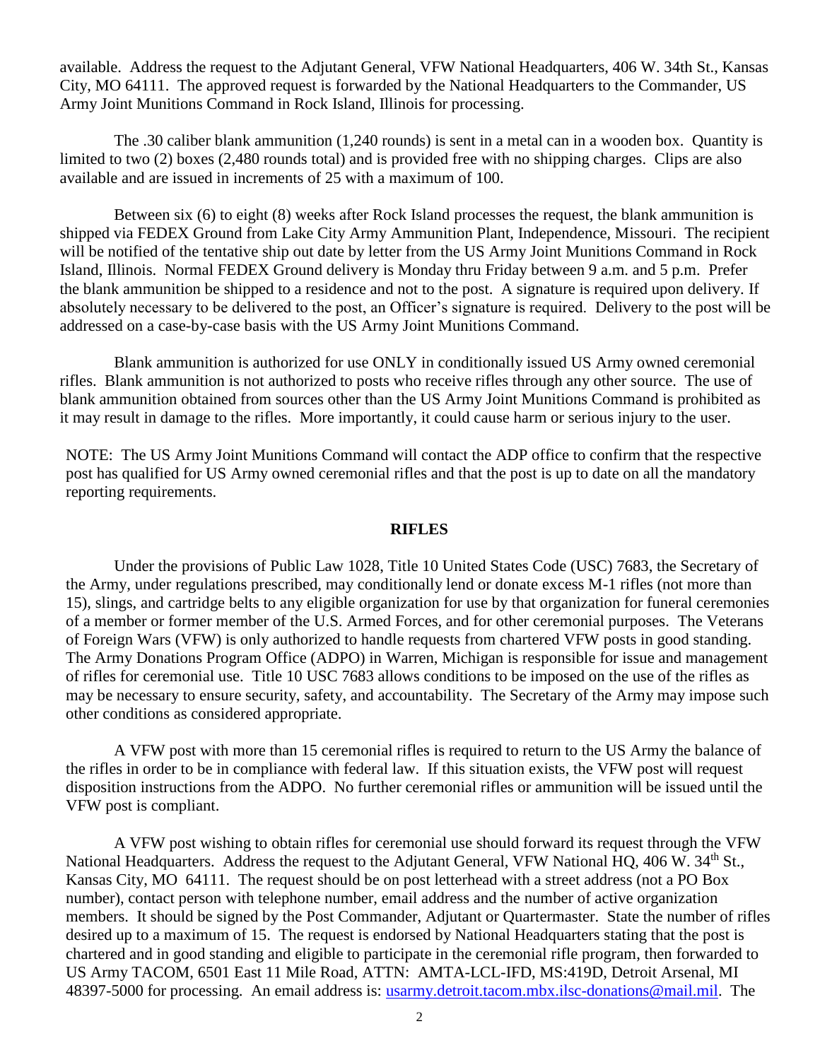available. Address the request to the Adjutant General, VFW National Headquarters, 406 W. 34th St., Kansas City, MO 64111. The approved request is forwarded by the National Headquarters to the Commander, US Army Joint Munitions Command in Rock Island, Illinois for processing.

The .30 caliber blank ammunition (1,240 rounds) is sent in a metal can in a wooden box. Quantity is limited to two (2) boxes (2,480 rounds total) and is provided free with no shipping charges. Clips are also available and are issued in increments of 25 with a maximum of 100.

Between six (6) to eight (8) weeks after Rock Island processes the request, the blank ammunition is shipped via FEDEX Ground from Lake City Army Ammunition Plant, Independence, Missouri. The recipient will be notified of the tentative ship out date by letter from the US Army Joint Munitions Command in Rock Island, Illinois. Normal FEDEX Ground delivery is Monday thru Friday between 9 a.m. and 5 p.m. Prefer the blank ammunition be shipped to a residence and not to the post. A signature is required upon delivery. If absolutely necessary to be delivered to the post, an Officer's signature is required. Delivery to the post will be addressed on a case-by-case basis with the US Army Joint Munitions Command.

Blank ammunition is authorized for use ONLY in conditionally issued US Army owned ceremonial rifles. Blank ammunition is not authorized to posts who receive rifles through any other source. The use of blank ammunition obtained from sources other than the US Army Joint Munitions Command is prohibited as it may result in damage to the rifles. More importantly, it could cause harm or serious injury to the user.

NOTE: The US Army Joint Munitions Command will contact the ADP office to confirm that the respective post has qualified for US Army owned ceremonial rifles and that the post is up to date on all the mandatory reporting requirements.

## RIFLES

Under the provisions of Public Law 1028, Title 10 United States Code (USC) 7683, the Secretary of the Army, under regulations prescribed, may conditionally lend or donate excess M-1 rifles (not more than 15), slings, and cartridge belts to any eligible organization for use by that organization for funeral ceremonies of a member or former member of the U.S. Armed Forces, and for other ceremonial purposes. The Veterans of Foreign Wars (VFW) is only authorized to handle requests from chartered VFW posts in good standing. The Army Donations Program Office (ADPO) in Warren, Michigan is responsible for issue and management of rifles for ceremonial use. Title 10 USC 7683 allows conditions to be imposed on the use of the rifles as may be necessary to ensure security, safety, and accountability. The Secretary of the Army may impose such other conditions as considered appropriate.

A VFW post with more than 15 ceremonial rifles is required to return to the US Army the balance of the rifles in order to be in compliance with federal law. If this situation exists, the VFW post will request disposition instructions from the ADPO. No further ceremonial rifles or ammunition will be issued until the VFW post is compliant.

A VFW post wishing to obtain rifles for ceremonial use should forward its request through the VFW National Headquarters. Address the request to the Adjutant General, VFW National HQ, 406 W. 34th St., Kansas City, MO 64111. The request should be on post letterhead with a street address (not a PO Box number), contact person with telephone number, email address and the number of active organization members. It should be signed by the Post Commander, Adjutant or Quartermaster. State the number of rifles desired up to a maximum of 15. The request is endorsed by National Headquarters stating that the post is chartered and in good standing and eligible to participate in the ceremonial rifle program, then forwarded to US Army TACOM, 6501 East 11 Mile Road, ATTN: AMTA-LCL-IFD, MS:419D, Detroit Arsenal, MI 48397-5000 for processing. An email address is: usarmy.detroit.tacom.mbx.ilsc-donations@mail.mil. The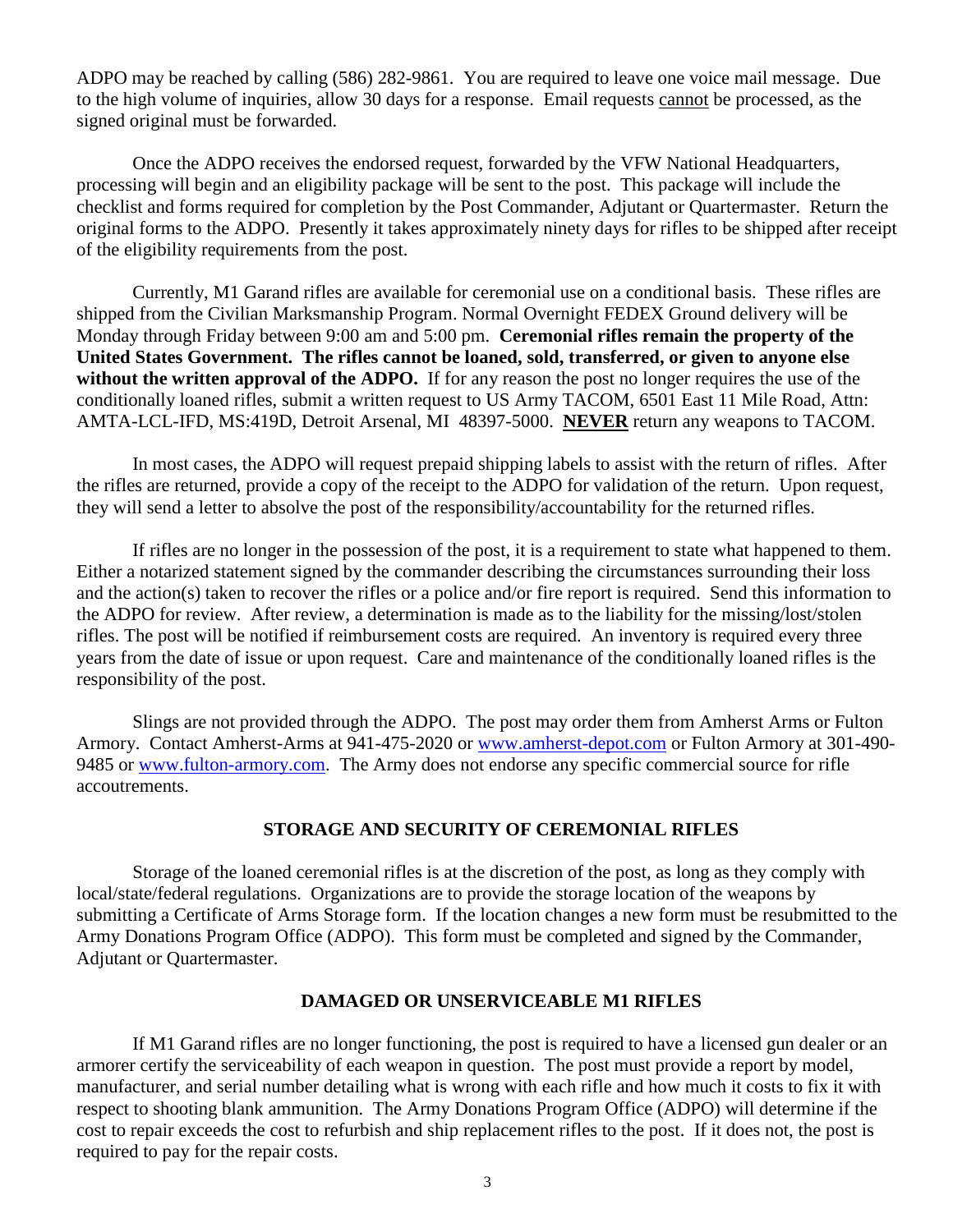ADPO may be reached by calling (586) 282-9861. You are required to leave one voice mail message. Due to the high volume of inquiries, allow 30 days for a response. Email requests cannot be processed, as the signed original must be forwarded.

Once the ADPO receives the endorsed request, forwarded by the VFW National Headquarters, processing will begin and an eligibility package will be sent to the post. This package will include the checklist and forms required for completion by the Post Commander, Adjutant or Quartermaster. Return the original forms to the ADPO. Presently it takes approximately ninety days for rifles to be shipped after receipt of the eligibility requirements from the post.

Currently, M1 Garand rifles are available for ceremonial use on a conditional basis. These rifles are shipped from the Civilian Marksmanship Program. Normal Overnight FEDEX Ground delivery will be Monday through Friday between 9:00 am and 5:00 pm. **Ceremonial rifles remain the property of the United States Government. The rifles cannot be loaned, sold, transferred, or given to anyone else without the written approval of the ADPO.** If for any reason the post no longer requires the use of the conditionally loaned rifles, submit a written request to US Army TACOM, 6501 East 11 Mile Road, Attn: AMTA-LCL-IFD, MS:419D, Detroit Arsenal, MI 48397-5000. **NEVER** return any weapons to TACOM.

In most cases, the ADPO will request prepaid shipping labels to assist with the return of rifles. After the rifles are returned, provide a copy of the receipt to the ADPO for validation of the return. Upon request, they will send a letter to absolve the post of the responsibility/accountability for the returned rifles.

If rifles are no longer in the possession of the post, it is a requirement to state what happened to them. Either a notarized statement signed by the commander describing the circumstances surrounding their loss and the action(s) taken to recover the rifles or a police and/or fire report is required. Send this information to the ADPO for review. After review, a determination is made as to the liability for the missing/lost/stolen rifles. The post will be notified if reimbursement costs are required. An inventory is required every three years from the date of issue or upon request. Care and maintenance of the conditionally loaned rifles is the responsibility of the post.

Slings are not provided through the ADPO. The post may order them from Amherst Arms or Fulton Armory. Contact Amherst-Arms at 941-475-2020 or www.amherst-depot.com or Fulton Armory at 301-490-9485 or www.fulton-armory.com. The Army does not endorse any specific commercial source for rifle accoutrements.

## STORAGE AND SECURITY OF CEREMONIAL RIFLES

Storage of the loaned ceremonial rifles is at the discretion of the post, as long as they comply with local/state/federal regulations. Organizations are to provide the storage location of the weapons by submitting a Certificate of Arms Storage form. If the location changes a new form must be resubmitted to the Army Donations Program Office (ADPO). This form must be completed and signed by the Commander, Adjutant or Quartermaster.

## DAMAGED OR UNSERVICEABLE M1 RIFLES

If M1 Garand rifles are no longer functioning, the post is required to have a licensed gun dealer or an armorer certify the serviceability of each weapon in question. The post must provide a report by model, manufacturer, and serial number detailing what is wrong with each rifle and how much it costs to fix it with respect to shooting blank ammunition. The Army Donations Program Office (ADPO) will determine if the cost to repair exceeds the cost to refurbish and ship replacement rifles to the post. If it does not, the post is required to pay for the repair costs.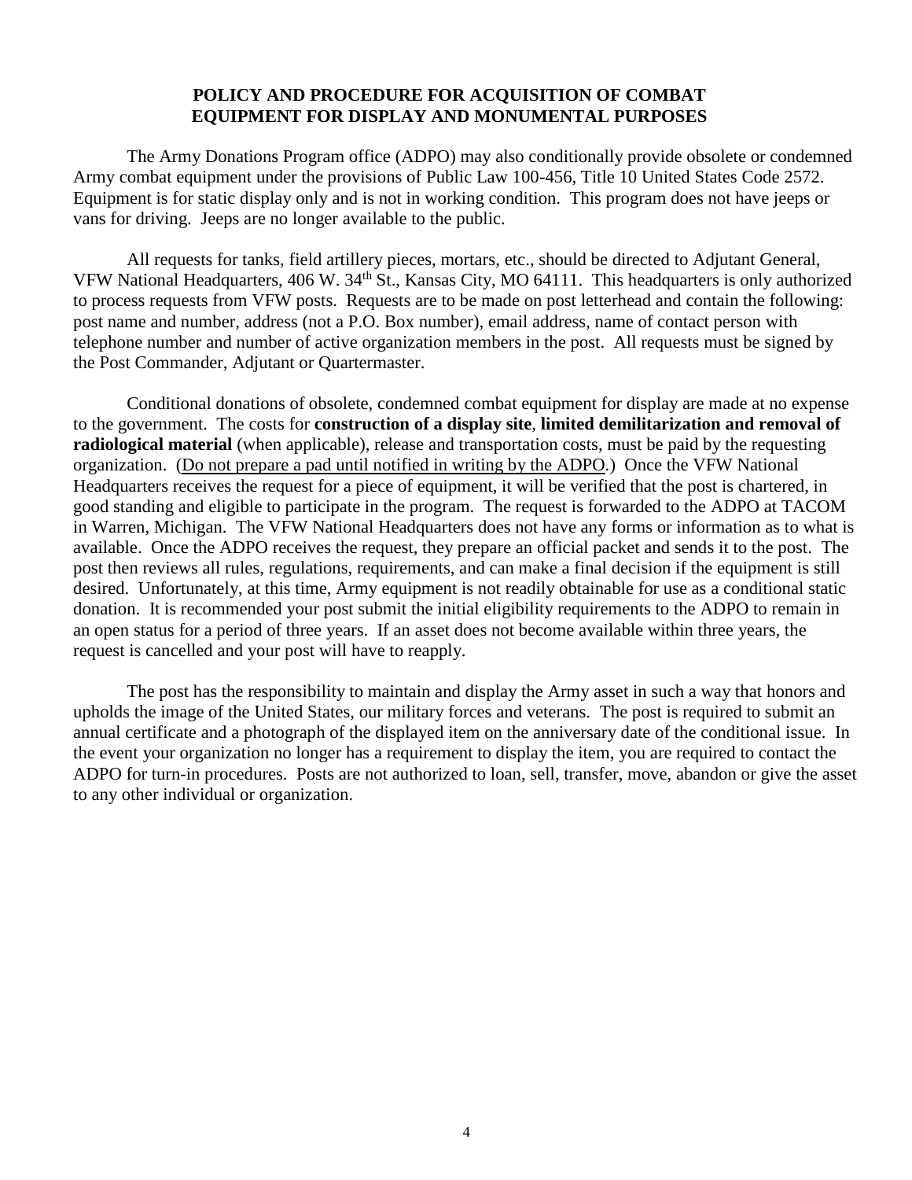## POLICY AND PROCEDURE FOR ACQUISITION OF COMBAT EQUIPMENT FOR DISPLAY AND MONUMENTAL PURPOSES

The Army Donations Program office (ADPO) may also conditionally provide obsolete or condemned Army combat equipment under the provisions of Public Law 100-456, Title 10 United States Code 2572. Equipment is for static display only and is not in working condition. This program does not have jeeps or vans for driving. Jeeps are no longer available to the public.

All requests for tanks, field artillery pieces, mortars, etc., should be directed to Adjutant General, VFW National Headquarters, 406 W. 34th St., Kansas City, MO 64111. This headquarters is only authorized to process requests from VFW posts. Requests are to be made on post letterhead and contain the following: post name and number, address (not a P.O. Box number), email address, name of contact person with telephone number and number of active organization members in the post. All requests must be signed by the Post Commander, Adjutant or Quartermaster.

Conditional donations of obsolete, condemned combat equipment for display are made at no expense to the government. The costs for **construction of a display site**, **limited demilitarization and removal of radiological material** (when applicable), release and transportation costs, must be paid by the requesting organization. (Do not prepare a pad until notified in writing by the ADPO.) Once the VFW National Headquarters receives the request for a piece of equipment, it will be verified that the post is chartered, in good standing and eligible to participate in the program. The request is forwarded to the ADPO at TACOM in Warren, Michigan. The VFW National Headquarters does not have any forms or information as to what is available. Once the ADPO receives the request, they prepare an official packet and sends it to the post. The post then reviews all rules, regulations, requirements, and can make a final decision if the equipment is still desired. Unfortunately, at this time, Army equipment is not readily obtainable for use as a conditional static donation. It is recommended your post submit the initial eligibility requirements to the ADPO to remain in an open status for a period of three years. If an asset does not become available within three years, the request is cancelled and your post will have to reapply.

The post has the responsibility to maintain and display the Army asset in such a way that honors and upholds the image of the United States, our military forces and veterans. The post is required to submit an annual certificate and a photograph of the displayed item on the anniversary date of the conditional issue. In the event your organization no longer has a requirement to display the item, you are required to contact the ADPO for turn-in procedures. Posts are not authorized to loan, sell, transfer, move, abandon or give the asset to any other individual or organization.